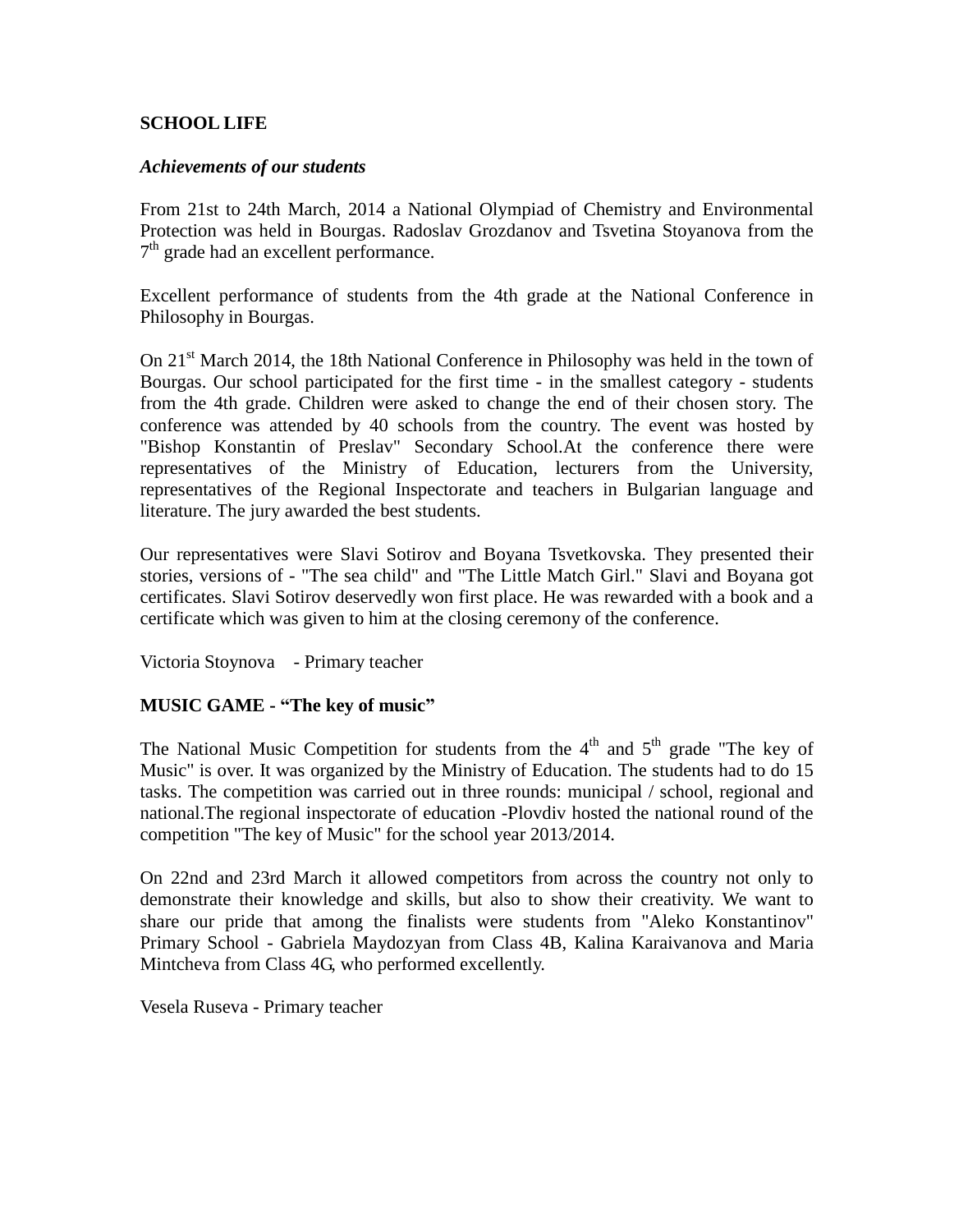**SCHOOL LIFE**

***Achievements of our students***

From 21st to 24th March, 2014 a National Olympiad of Chemistry and Environmental Protection was held in Bourgas. Radoslav Grozdanov and Tsvetina Stoyanova from the $7^{th}$ grade had an excellent performance.

Excellent performance of students from the 4th grade at the National Conference in Philosophy in Bourgas.

On $21^{st}$ March 2014, the 18th National Conference in Philosophy was held in the town of Bourgas. Our school participated for the first time - in the smallest category - students from the 4th grade. Children were asked to change the end of their chosen story. The conference was attended by 40 schools from the country. The event was hosted by "Bishop Konstantin of Preslav" Secondary School.At the conference there were representatives of the Ministry of Education, lecturers from the University, representatives of the Regional Inspectorate and teachers in Bulgarian language and literature. The jury awarded the best students.

Our representatives were Slavi Sotirov and Boyana Tsvetkovska. They presented their stories, versions of - "The sea child" and "The Little Match Girl." Slavi and Boyana got certificates. Slavi Sotirov deservedly won first place. He was rewarded with a book and a certificate which was given to him at the closing ceremony of the conference.

Victoria Stoynova - Primary teacher

**MUSIC GAME - “The key of music”**

The National Music Competition for students from the $4^{th}$ and $5^{th}$ grade "The key of Music" is over. It was organized by the Ministry of Education. The students had to do 15 tasks. The competition was carried out in three rounds: municipal / school, regional and national.The regional inspectorate of education -Plovdiv hosted the national round of the competition "The key of Music" for the school year 2013/2014.

On 22nd and 23rd March it allowed competitors from across the country not only to demonstrate their knowledge and skills, but also to show their creativity. We want to share our pride that among the finalists were students from "Aleko Konstantinov" Primary School - Gabriela Maydozyan from Class 4B, Kalina Karaivanova and Maria Mintcheva from Class 4G, who performed excellently.

Vesela Ruseva - Primary teacher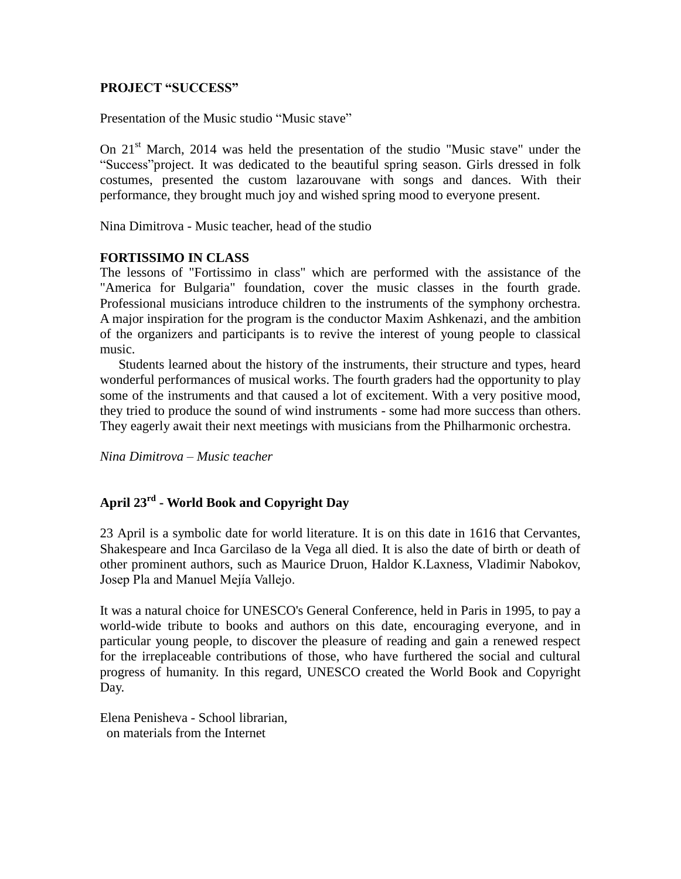**PROJECT "SUCCESS"**

Presentation of the Music studio "Music stave"

On 21st March, 2014 was held the presentation of the studio "Music stave" under the "Success"project. It was dedicated to the beautiful spring season. Girls dressed in folk costumes, presented the custom lazarouvane with songs and dances. With their performance, they brought much joy and wished spring mood to everyone present.

Nina Dimitrova - Music teacher, head of the studio

**FORTISSIMO IN CLASS**

The lessons of "Fortissimo in class" which are performed with the assistance of the "America for Bulgaria" foundation, cover the music classes in the fourth grade. Professional musicians introduce children to the instruments of the symphony orchestra. A major inspiration for the program is the conductor Maxim Ashkenazi, and the ambition of the organizers and participants is to revive the interest of young people to classical music.

Students learned about the history of the instruments, their structure and types, heard wonderful performances of musical works. The fourth graders had the opportunity to play some of the instruments and that caused a lot of excitement. With a very positive mood, they tried to produce the sound of wind instruments - some had more success than others. They eagerly await their next meetings with musicians from the Philharmonic orchestra.

*Nina Dimitrova – Music teacher*

## April 23rd - World Book and Copyright Day

23 April is a symbolic date for world literature. It is on this date in 1616 that Cervantes, Shakespeare and Inca Garcilaso de la Vega all died. It is also the date of birth or death of other prominent authors, such as Maurice Druon, Haldor K.Laxness, Vladimir Nabokov, Josep Pla and Manuel Mejía Vallejo.

It was a natural choice for UNESCO's General Conference, held in Paris in 1995, to pay a world-wide tribute to books and authors on this date, encouraging everyone, and in particular young people, to discover the pleasure of reading and gain a renewed respect for the irreplaceable contributions of those, who have furthered the social and cultural progress of humanity. In this regard, UNESCO created the World Book and Copyright Day.

Elena Penisheva - School librarian,
on materials from the Internet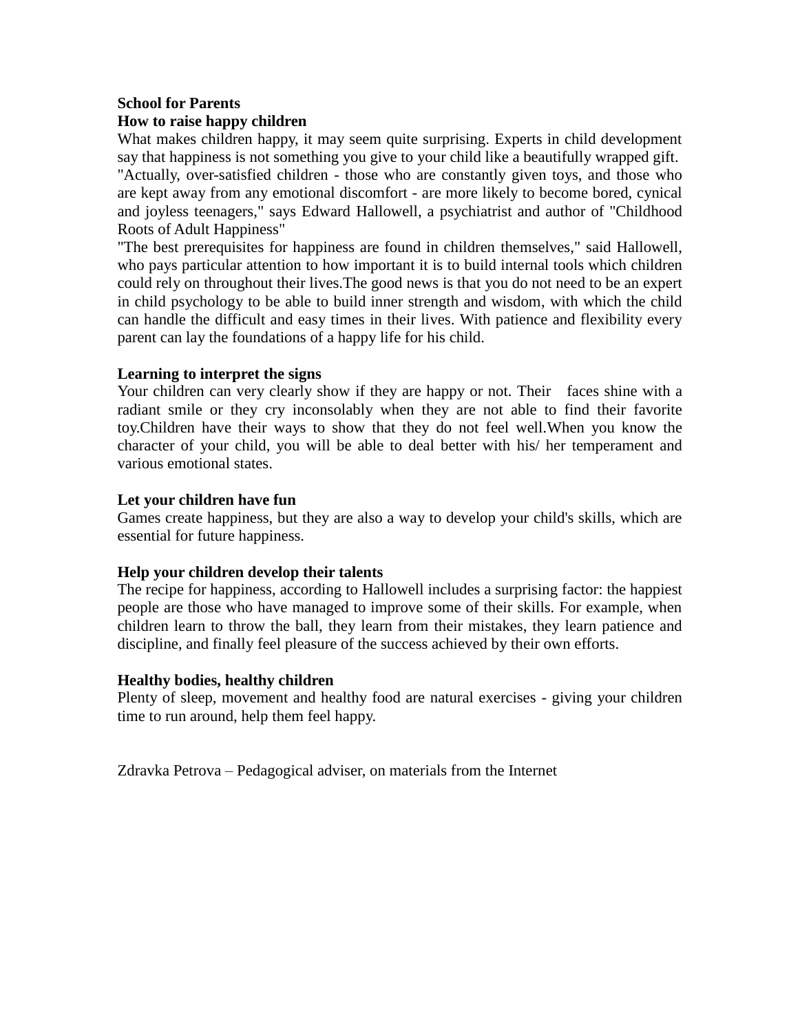**School for Parents**

**How to raise happy children**

What makes children happy, it may seem quite surprising. Experts in child development say that happiness is not something you give to your child like a beautifully wrapped gift. "Actually, over-satisfied children - those who are constantly given toys, and those who are kept away from any emotional discomfort - are more likely to become bored, cynical and joyless teenagers," says Edward Hallowell, a psychiatrist and author of "Childhood Roots of Adult Happiness"

"The best prerequisites for happiness are found in children themselves," said Hallowell, who pays particular attention to how important it is to build internal tools which children could rely on throughout their lives.The good news is that you do not need to be an expert in child psychology to be able to build inner strength and wisdom, with which the child can handle the difficult and easy times in their lives. With patience and flexibility every parent can lay the foundations of a happy life for his child.

**Learning to interpret the signs**

Your children can very clearly show if they are happy or not. Their faces shine with a radiant smile or they cry inconsolably when they are not able to find their favorite toy.Children have their ways to show that they do not feel well.When you know the character of your child, you will be able to deal better with his/ her temperament and various emotional states.

**Let your children have fun**

Games create happiness, but they are also a way to develop your child's skills, which are essential for future happiness.

**Help your children develop their talents**

The recipe for happiness, according to Hallowell includes a surprising factor: the happiest people are those who have managed to improve some of their skills. For example, when children learn to throw the ball, they learn from their mistakes, they learn patience and discipline, and finally feel pleasure of the success achieved by their own efforts.

**Healthy bodies, healthy children**

Plenty of sleep, movement and healthy food are natural exercises - giving your children time to run around, help them feel happy.

Zdravka Petrova – Pedagogical adviser, on materials from the Internet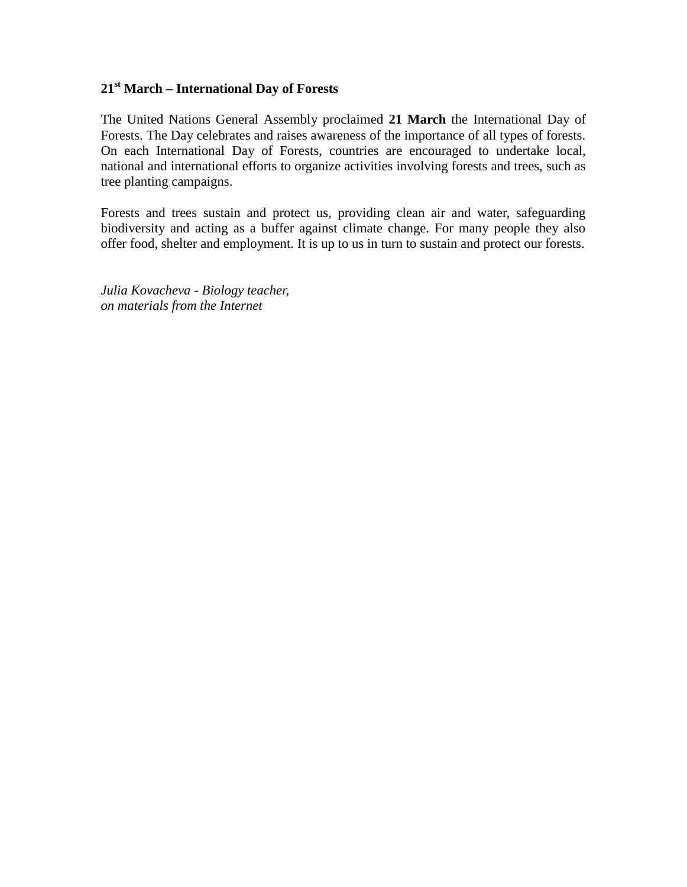## 21st March – International Day of Forests

The United Nations General Assembly proclaimed **21 March** the International Day of Forests. The Day celebrates and raises awareness of the importance of all types of forests. On each International Day of Forests, countries are encouraged to undertake local, national and international efforts to organize activities involving forests and trees, such as tree planting campaigns.

Forests and trees sustain and protect us, providing clean air and water, safeguarding biodiversity and acting as a buffer against climate change. For many people they also offer food, shelter and employment. It is up to us in turn to sustain and protect our forests.

*Julia Kovacheva - Biology teacher,*
*on materials from the Internet*